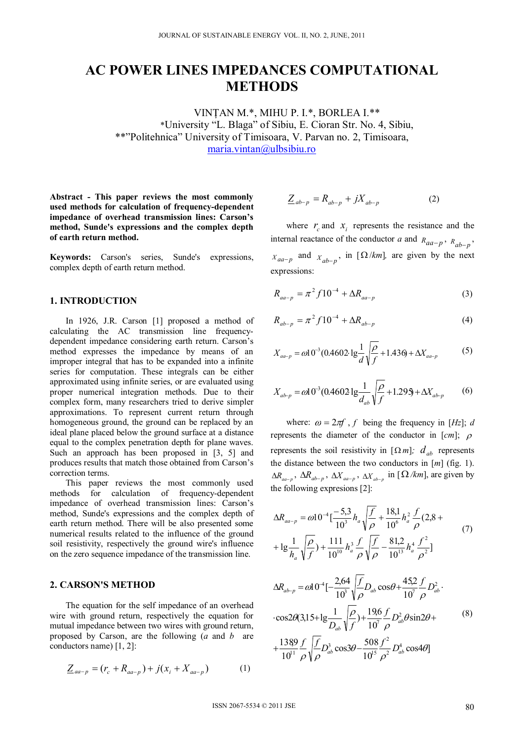# AC POWER LINES IMPEDANCES COMPUTATIONAL METHODS

VINȚAN M.*, MIHU P. I.*, BORLEA I.**

*University "L. Blaga" of Sibiu, E. Cioran Str. No. 4, Sibiu,

**"Politehnica" University of Timisoara, V. Parvan no. 2, Timisoara,

maria.vintan@ulbsibiu.ro

**Abstract - This paper reviews the most commonly used methods for calculation of frequency-dependent impedance of overhead transmission lines: Carson's method, Sunde's expressions and the complex depth of earth return method.**

**Keywords:** Carson's series, Sunde's expressions, complex depth of earth return method.

## 1. INTRODUCTION

In 1926, J.R. Carson [1] proposed a method of calculating the AC transmission line frequency-dependent impedance considering earth return. Carson's method expresses the impedance by means of an improper integral that has to be expanded into a infinite series for computation. These integrals can be either approximated using infinite series, or are evaluated using proper numerical integration methods. Due to their complex form, many researchers tried to derive simpler approximations. To represent current return through homogeneous ground, the ground can be replaced by an ideal plane placed below the ground surface at a distance equal to the complex penetration depth for plane waves. Such an approach has been proposed in [3, 5] and produces results that match those obtained from Carson's correction terms.

This paper reviews the most commonly used methods for calculation of frequency-dependent impedance of overhead transmission lines: Carson's method, Sunde's expressions and the complex depth of earth return method. There will be also presented some numerical results related to the influence of the ground soil resistivity, respectively the ground wire's influence on the zero sequence impedance of the transmission line.

## 2. CARSON'S METHOD

The equation for the self impedance of an overhead wire with ground return, respectively the equation for mutual impedance between two wires with ground return, proposed by Carson, are the following ($a$ and $b$ are conductors name) [1, 2]:

$$\underline{Z}_{aa-p} = (r_c + R_{aa-p}) + j(x_i + X_{aa-p}) \qquad (1)$$

$$\underline{Z}_{ab-p} = R_{ab-p} + jX_{ab-p} \qquad (2)$$

where $r_c$ and $x_i$ represents the resistance and the internal reactance of the conductor $a$ and $R_{aa-p}$, $R_{ab-p}$, $X_{aa-p}$ and $X_{ab-p}$, in $[\Omega/km]$, are given by the next expressions:

$$R_{aa-p} = \pi^2 f 10^{-4} + \Delta R_{aa-p} \qquad (3)$$

$$R_{ab-p} = \pi^2 f 10^{-4} + \Delta R_{ab-p} \qquad (4)$$

$$X_{aa-p} = \omega 10^{-3}(0.4602 \cdot \lg\frac{1}{d}\sqrt{\frac{\rho}{f}} + 1.436) + \Delta X_{aa-p} \qquad (5)$$

$$X_{ab-p} = \omega 10^{-3}(0.4602 \cdot \lg\frac{1}{d_{ab}}\sqrt{\frac{\rho}{f}} + 1.295) + \Delta X_{ab-p} \qquad (6)$$

where: $\omega = 2\pi f$, $f$ being the frequency in $[Hz]$; $d$ represents the diameter of the conductor in $[cm]$; $\rho$ represents the soil resistivity in $[\Omega m]$; $d_{ab}$ represents the distance between the two conductors in $[m]$ (fig. 1). $\Delta R_{aa-p}$, $\Delta R_{ab-p}$, $\Delta X_{aa-p}$, $\Delta X_{ab-p}$ in $[\Omega/km]$, are given by the following expresions [2]:

$$\Delta R_{aa-p} = \omega 10^{-4}[\frac{-5,3}{10^3}h_a\sqrt{\frac{f}{\rho}} + \frac{18,1}{10^6}h_a^2\frac{f}{\rho}(2,8 + \lg\frac{1}{h_a}\sqrt{\frac{\rho}{f}}) + \frac{111}{10^{10}}h_a^3\frac{f}{\rho}\sqrt{\frac{f}{\rho}} - \frac{81,2}{10^{13}}h_a^4\frac{f^2}{\rho^2}] \qquad (7)$$

$$\Delta R_{ab-p} = \omega 10^{-4}[-\frac{2,64}{10^3}\sqrt{\frac{f}{\rho}}D_{ab}\cos\theta + \frac{45,2}{10^7}\frac{f}{\rho}D_{ab}^2 \cdot \cos 2\theta(3,15 + \lg\frac{1}{D_{ab}}\sqrt{\frac{\rho}{f}}) + \frac{19,6}{10^7}\frac{f}{\rho}D_{ab}^2\theta\sin 2\theta + \frac{1389}{10^{11}}\frac{f}{\rho}\sqrt{\frac{f}{\rho}}D_{ab}^3\cos 3\theta - \frac{508}{10^{15}}\frac{f^2}{\rho^2}D_{ab}^4\cos 4\theta] \qquad (8)$$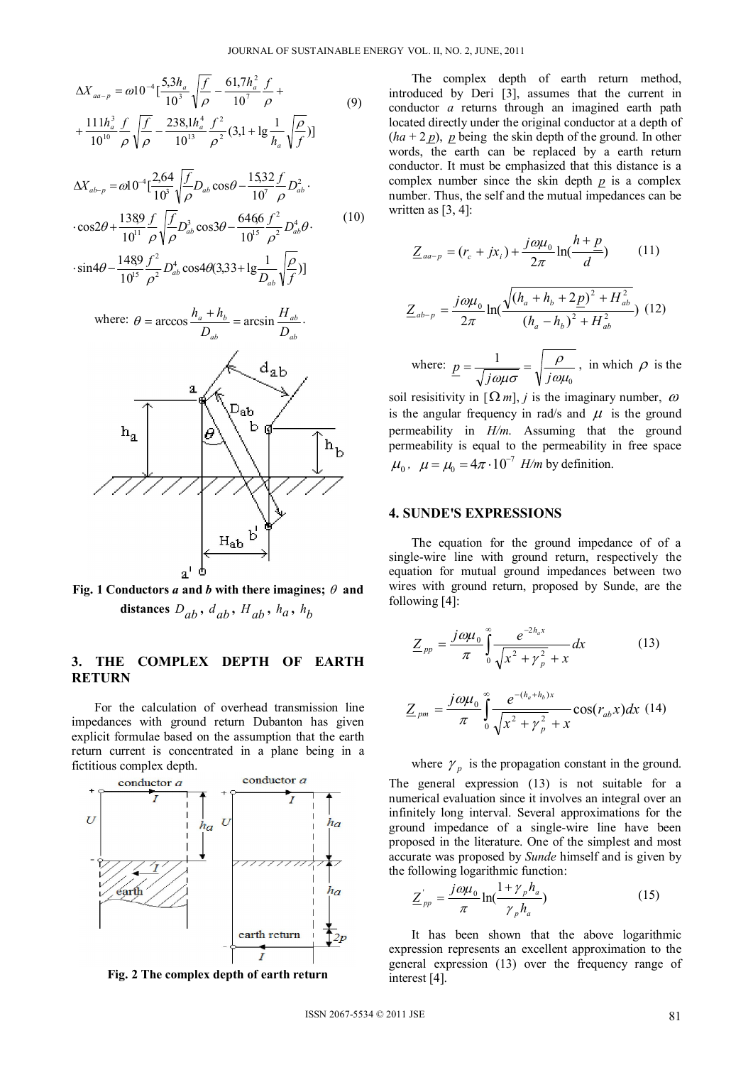$$\Delta X_{aa-p} = \omega 10^{-4}[\frac{5{,}3h_a}{10^3}\sqrt{\frac{f}{\rho}} - \frac{61{,}7h_a^2}{10^7}\frac{f}{\rho} + \\ + \frac{111h_a^3}{10^{10}}\frac{f}{\rho}\sqrt{\frac{f}{\rho}} - \frac{238{,}1h_a^4}{10^{13}}\frac{f^2}{\rho^2}(3{,}1 + \lg\frac{1}{h_a}\sqrt{\frac{\rho}{f}})] \tag{9}$$

$$\Delta X_{ab-p} = \omega 10^{-4}[\frac{2{,}64}{10^3}\sqrt{\frac{f}{\rho}}D_{ab}\cos\theta - \frac{15{,}32}{10^7}\frac{f}{\rho}D_{ab}^2 \cdot \\ \cdot \cos 2\theta + \frac{13{,}89}{10^{11}}\frac{f}{\rho}\sqrt{\frac{f}{\rho}}D_{ab}^3\cos 3\theta - \frac{64{,}66}{10^{15}}\frac{f^2}{\rho^2}D_{ab}^4\theta \cdot \\ \cdot \sin 4\theta - \frac{14{,}89}{10^{15}}\frac{f^2}{\rho^2}D_{ab}^4\cos 4\theta(3{,}33 + \lg\frac{1}{D_{ab}}\sqrt{\frac{\rho}{f}})] \tag{10}$$

where: $\theta = \arccos\frac{h_a + h_b}{D_{ab}} = \arcsin\frac{H_{ab}}{D_{ab}}$.

**Fig. 1 Conductors *a* and *b* with there imagines; $\theta$ and distances $D_{ab}$, $d_{ab}$, $H_{ab}$, $h_a$, $h_b$**

## 3. THE COMPLEX DEPTH OF EARTH RETURN

For the calculation of overhead transmission line impedances with ground return Dubanton has given explicit formulae based on the assumption that the earth return current is concentrated in a plane being in a fictitious complex depth.

**Fig. 2 The complex depth of earth return**

The complex depth of earth return method, introduced by Deri [3], assumes that the current in conductor *a* returns through an imagined earth path located directly under the original conductor at a depth of ($ha + 2\underline{p}$), $\underline{p}$ being the skin depth of the ground. In other words, the earth can be replaced by a earth return conductor. It must be emphasized that this distance is a complex number since the skin depth $\underline{p}$ is a complex number. Thus, the self and the mutual impedances can be written as [3, 4]:

$$\underline{Z}_{aa-p} = (r_c + jx_i) + \frac{j\omega\mu_0}{2\pi}\ln(\frac{h + \underline{p}}{d}) \tag{11}$$

$$\underline{Z}_{ab-p} = \frac{j\omega\mu_0}{2\pi}\ln(\frac{\sqrt{(h_a + h_b + 2\underline{p})^2 + H_{ab}^2}}{(h_a - h_b)^2 + H_{ab}^2}) \tag{12}$$

where: $\underline{p} = \frac{1}{\sqrt{j\omega\mu\sigma}} = \sqrt{\frac{\rho}{j\omega\mu_0}}$, in which $\rho$ is the soil resisitivity in [$\Omega\, m$], *j* is the imaginary number, $\omega$ is the angular frequency in rad/s and $\mu$ is the ground permeability in *H/m*. Assuming that the ground permeability is equal to the permeability in free space $\mu_0$, $\mu = \mu_0 = 4\pi \cdot 10^{-7}$ *H/m* by definition.

## 4. SUNDE'S EXPRESSIONS

The equation for the ground impedance of of a single-wire line with ground return, respectively the equation for mutual ground impedances between two wires with ground return, proposed by Sunde, are the following [4]:

$$\underline{Z}_{pp} = \frac{j\omega\mu_0}{\pi}\int_0^\infty \frac{e^{-2h_a x}}{\sqrt{x^2 + \gamma_p^2} + x}dx \tag{13}$$

$$\underline{Z}_{pm} = \frac{j\omega\mu_0}{\pi}\int_0^\infty \frac{e^{-(h_a + h_b)x}}{\sqrt{x^2 + \gamma_p^2} + x}\cos(r_{ab}x)dx \tag{14}$$

where $\gamma_p$ is the propagation constant in the ground. The general expression (13) is not suitable for a numerical evaluation since it involves an integral over an infinitely long interval. Several approximations for the ground impedance of a single-wire line have been proposed in the literature. One of the simplest and most accurate was proposed by *Sunde* himself and is given by the following logarithmic function:

$$\underline{Z}_{pp}^{'} = \frac{j\omega\mu_0}{\pi}\ln(\frac{1 + \gamma_p h_a}{\gamma_p h_a}) \tag{15}$$

It has been shown that the above logarithmic expression represents an excellent approximation to the general expression (13) over the frequency range of interest [4].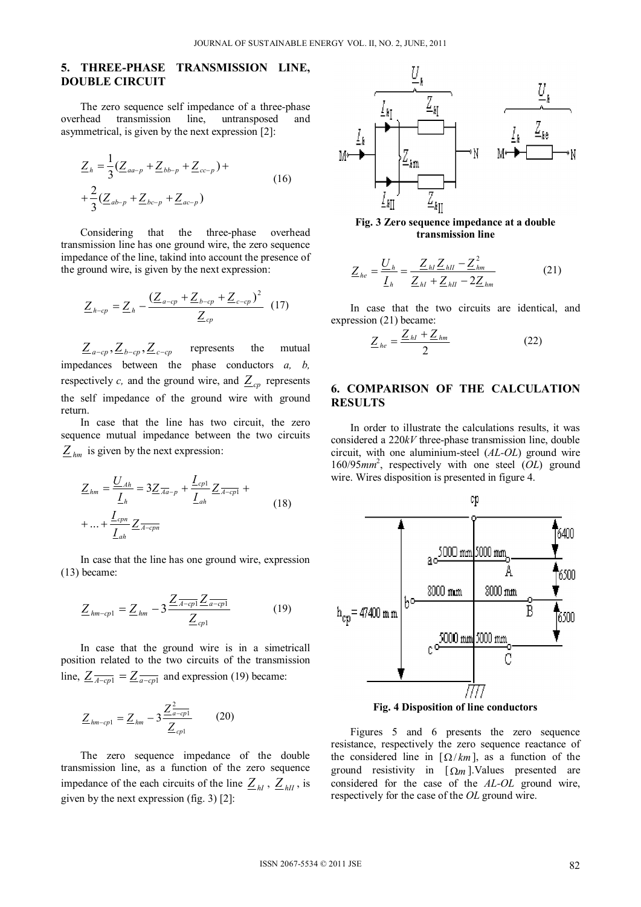## 5. THREE-PHASE TRANSMISSION LINE, DOUBLE CIRCUIT

The zero sequence self impedance of a three-phase overhead transmission line, untransposed and asymmetrical, is given by the next expression [2]:

$$\underline{Z}_h = \frac{1}{3}(\underline{Z}_{aa-p} + \underline{Z}_{bb-p} + \underline{Z}_{cc-p}) + \\ + \frac{2}{3}(\underline{Z}_{ab-p} + \underline{Z}_{bc-p} + \underline{Z}_{ac-p}) \quad (16)$$

Considering that the three-phase overhead transmission line has one ground wire, the zero sequence impedance of the line, takind into account the presence of the ground wire, is given by the next expression:

$$\underline{Z}_{h-cp} = \underline{Z}_h - \frac{(\underline{Z}_{a-cp} + \underline{Z}_{b-cp} + \underline{Z}_{c-cp})^2}{\underline{Z}_{cp}} \quad (17)$$

$\underline{Z}_{a-cp}, \underline{Z}_{b-cp}, \underline{Z}_{c-cp}$ represents the mutual impedances between the phase conductors *a, b,* respectively *c,* and the ground wire, and $\underline{Z}_{cp}$ represents the self impedance of the ground wire with ground return.

In case that the line has two circuit, the zero sequence mutual impedance between the two circuits $\underline{Z}_{hm}$ is given by the next expression:

$$\underline{Z}_{hm} = \frac{\underline{U}_{Ah}}{\underline{I}_h} = 3\underline{Z}_{\overline{Aa-p}} + \frac{\underline{I}_{cp1}}{\underline{I}_{ah}}\underline{Z}_{\overline{A-cp1}} + \\ + \ldots + \frac{\underline{I}_{cpn}}{\underline{I}_{ah}}\underline{Z}_{\overline{A-cpn}} \quad (18)$$

In case that the line has one ground wire, expression (13) became:

$$\underline{Z}_{hm-cp1} = \underline{Z}_{hm} - 3\frac{\underline{Z}_{\overline{A-cp1}}\underline{Z}_{\overline{a-cp1}}}{\underline{Z}_{cp1}} \quad (19)$$

In case that the ground wire is in a simetricall position related to the two circuits of the transmission line, $\underline{Z}_{\overline{A-cp1}} = \underline{Z}_{\overline{a-cp1}}$ and expression (19) became:

$$\underline{Z}_{hm-cp1} = \underline{Z}_{hm} - 3\frac{\underline{Z}^2_{\overline{a-cp1}}}{\underline{Z}_{cp1}} \quad (20)$$

The zero sequence impedance of the double transmission line, as a function of the zero sequence impedance of the each circuits of the line $\underline{Z}_{hI}$, $\underline{Z}_{hII}$, is given by the next expression (fig. 3) [2]:

**Fig. 3 Zero sequence impedance at a double transmission line**

$$\underline{Z}_{he} = \frac{\underline{U}_h}{\underline{I}_h} = \frac{\underline{Z}_{hI}\underline{Z}_{hII} - \underline{Z}^2_{hm}}{\underline{Z}_{hI} + \underline{Z}_{hII} - 2\underline{Z}_{hm}} \quad (21)$$

In case that the two circuits are identical, and expression (21) became:

$$\underline{Z}_{he} = \frac{\underline{Z}_{hI} + \underline{Z}_{hm}}{2} \quad (22)$$

## 6. COMPARISON OF THE CALCULATION RESULTS

In order to illustrate the calculations results, it was considered a $220kV$ three-phase transmission line, double circuit, with one aluminium-steel (*AL-OL*) ground wire $160/95mm^2$, respectively with one steel (*OL*) ground wire. Wires disposition is presented in figure 4.

**Fig. 4 Disposition of line conductors**

Figures 5 and 6 presents the zero sequence resistance, respectively the zero sequence reactance of the considered line in $[\Omega/km]$, as a function of the ground resistivity in $[\Omega m]$. Values presented are considered for the case of the *AL-OL* ground wire, respectively for the case of the *OL* ground wire.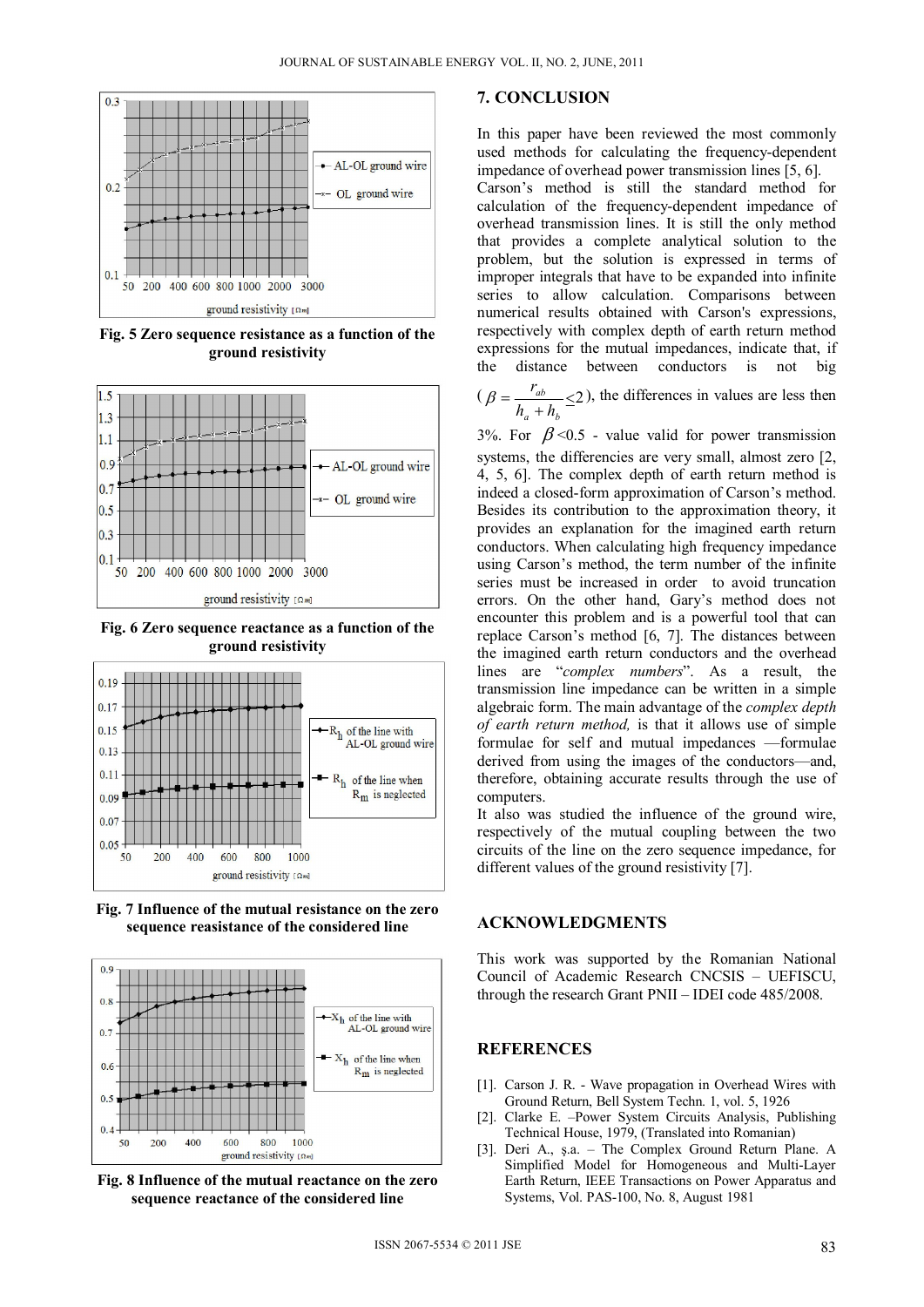Fig. 5 Zero sequence resistance as a function of the ground resistivity

Fig. 6 Zero sequence reactance as a function of the ground resistivity

Fig. 7 Influence of the mutual resistance on the zero sequence reasistance of the considered line

Fig. 8 Influence of the mutual reactance on the zero sequence reactance of the considered line

## 7. CONCLUSION

In this paper have been reviewed the most commonly used methods for calculating the frequency-dependent impedance of overhead power transmission lines [5, 6].

Carson's method is still the standard method for calculation of the frequency-dependent impedance of overhead transmission lines. It is still the only method that provides a complete analytical solution to the problem, but the solution is expressed in terms of improper integrals that have to be expanded into infinite series to allow calculation. Comparisons between numerical results obtained with Carson's expressions, respectively with complex depth of earth return method expressions for the mutual impedances, indicate that, if the distance between conductors is not big ($\beta = \frac{r_{ab}}{h_a + h_b} \leq 2$), the differences in values are less then 3%. For $\beta$<0.5 - value valid for power transmission systems, the differencies are very small, almost zero [2, 4, 5, 6]. The complex depth of earth return method is indeed a closed-form approximation of Carson's method. Besides its contribution to the approximation theory, it provides an explanation for the imagined earth return conductors. When calculating high frequency impedance using Carson's method, the term number of the infinite series must be increased in order to avoid truncation errors. On the other hand, Gary's method does not encounter this problem and is a powerful tool that can replace Carson's method [6, 7]. The distances between the imagined earth return conductors and the overhead lines are "*complex numbers*". As a result, the transmission line impedance can be written in a simple algebraic form. The main advantage of the *complex depth of earth return method,* is that it allows use of simple formulae for self and mutual impedances —formulae derived from using the images of the conductors—and, therefore, obtaining accurate results through the use of computers.

It also was studied the influence of the ground wire, respectively of the mutual coupling between the two circuits of the line on the zero sequence impedance, for different values of the ground resistivity [7].

## ACKNOWLEDGMENTS

This work was supported by the Romanian National Council of Academic Research CNCSIS – UEFISCU, through the research Grant PNII – IDEI code 485/2008.

## REFERENCES

[1]. Carson J. R. - Wave propagation in Overhead Wires with Ground Return, Bell System Techn. 1, vol. 5, 1926

[2]. Clarke E. –Power System Circuits Analysis, Publishing Technical House, 1979, (Translated into Romanian)

[3]. Deri A., ş.a. – The Complex Ground Return Plane. A Simplified Model for Homogeneous and Multi-Layer Earth Return, IEEE Transactions on Power Apparatus and Systems, Vol. PAS-100, No. 8, August 1981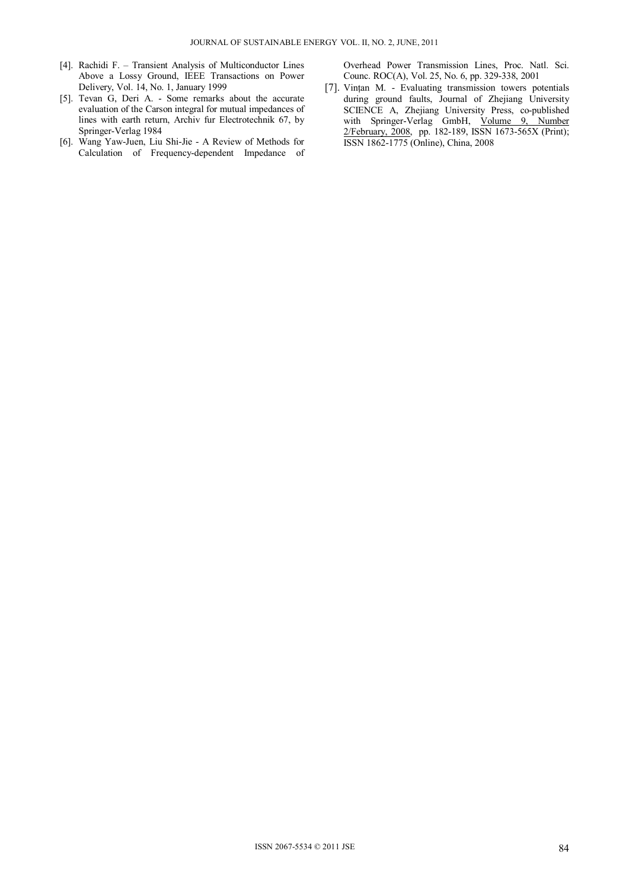[4]. Rachidi F. – Transient Analysis of Multiconductor Lines Above a Lossy Ground, IEEE Transactions on Power Delivery, Vol. 14, No. 1, January 1999

[5]. Tevan G, Deri A. - Some remarks about the accurate evaluation of the Carson integral for mutual impedances of lines with earth return, Archiv fur Electrotechnik 67, by Springer-Verlag 1984

[6]. Wang Yaw-Juen, Liu Shi-Jie - A Review of Methods for Calculation of Frequency-dependent Impedance of Overhead Power Transmission Lines, Proc. Natl. Sci. Counc. ROC(A), Vol. 25, No. 6, pp. 329-338, 2001

[7]. Vințan M. - Evaluating transmission towers potentials during ground faults, Journal of Zhejiang University SCIENCE A, Zhejiang University Press, co-published with Springer-Verlag GmbH, Volume 9, Number 2/February, 2008, pp. 182-189, ISSN 1673-565X (Print); ISSN 1862-1775 (Online), China, 2008